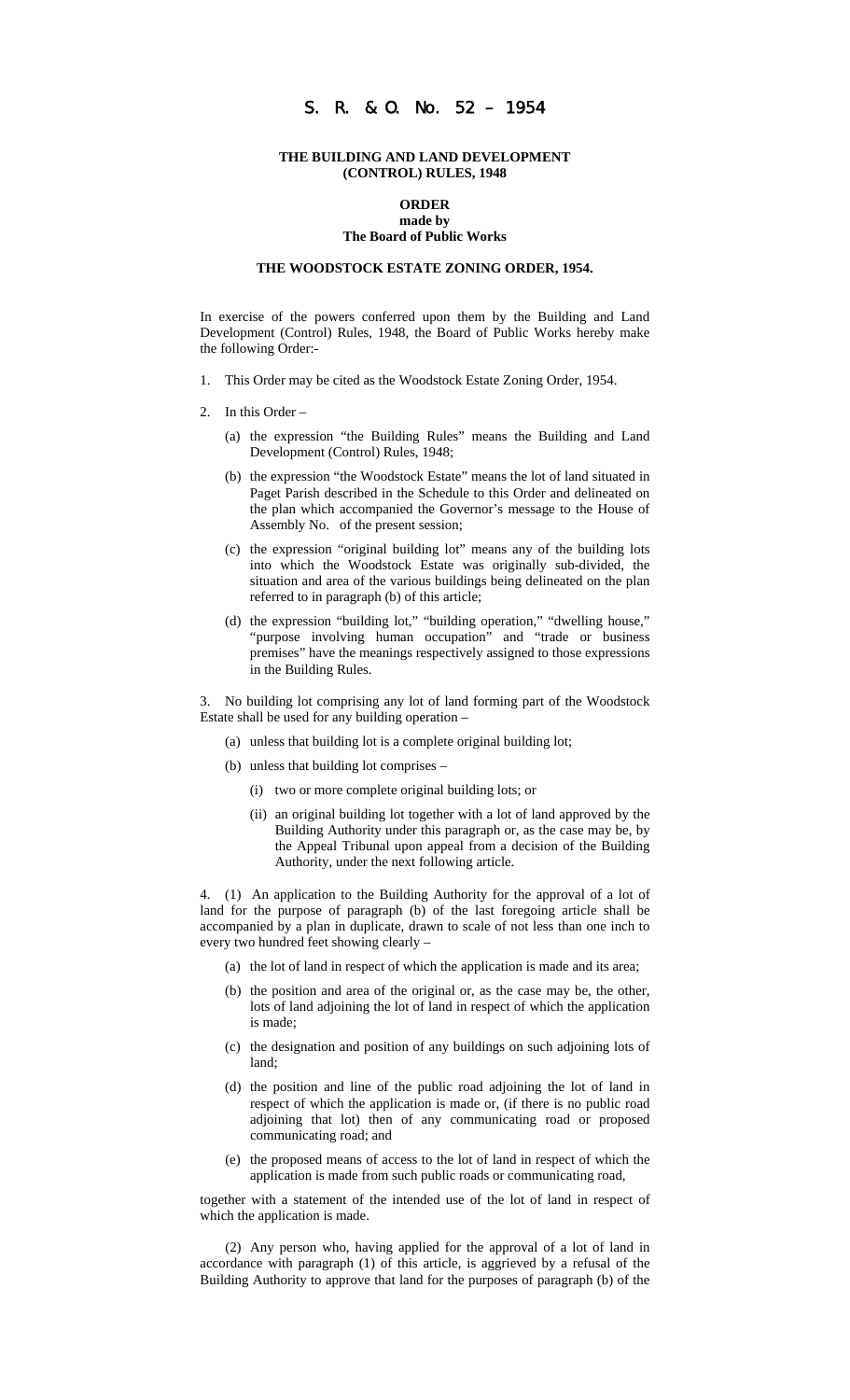# S. R. & O. No. 52 – 1954

**THE BUILDING AND LAND DEVELOPMENT (CONTROL) RULES, 1948**

**ORDER**
**made by**
**The Board of Public Works**

**THE WOODSTOCK ESTATE ZONING ORDER, 1954.**

In exercise of the powers conferred upon them by the Building and Land Development (Control) Rules, 1948, the Board of Public Works hereby make the following Order:-

1. This Order may be cited as the Woodstock Estate Zoning Order, 1954.

2. In this Order –

   (a) the expression "the Building Rules" means the Building and Land Development (Control) Rules, 1948;

   (b) the expression "the Woodstock Estate" means the lot of land situated in Paget Parish described in the Schedule to this Order and delineated on the plan which accompanied the Governor's message to the House of Assembly No.   of the present session;

   (c) the expression "original building lot" means any of the building lots into which the Woodstock Estate was originally sub-divided, the situation and area of the various buildings being delineated on the plan referred to in paragraph (b) of this article;

   (d) the expression "building lot," "building operation," "dwelling house," "purpose involving human occupation" and "trade or business premises" have the meanings respectively assigned to those expressions in the Building Rules.

3. No building lot comprising any lot of land forming part of the Woodstock Estate shall be used for any building operation –

   (a) unless that building lot is a complete original building lot;

   (b) unless that building lot comprises –

      (i) two or more complete original building lots; or

      (ii) an original building lot together with a lot of land approved by the Building Authority under this paragraph or, as the case may be, by the Appeal Tribunal upon appeal from a decision of the Building Authority, under the next following article.

4. (1) An application to the Building Authority for the approval of a lot of land for the purpose of paragraph (b) of the last foregoing article shall be accompanied by a plan in duplicate, drawn to scale of not less than one inch to every two hundred feet showing clearly –

   (a) the lot of land in respect of which the application is made and its area;

   (b) the position and area of the original or, as the case may be, the other, lots of land adjoining the lot of land in respect of which the application is made;

   (c) the designation and position of any buildings on such adjoining lots of land;

   (d) the position and line of the public road adjoining the lot of land in respect of which the application is made or, (if there is no public road adjoining that lot) then of any communicating road or proposed communicating road; and

   (e) the proposed means of access to the lot of land in respect of which the application is made from such public roads or communicating road,

together with a statement of the intended use of the lot of land in respect of which the application is made.

(2) Any person who, having applied for the approval of a lot of land in accordance with paragraph (1) of this article, is aggrieved by a refusal of the Building Authority to approve that land for the purposes of paragraph (b) of the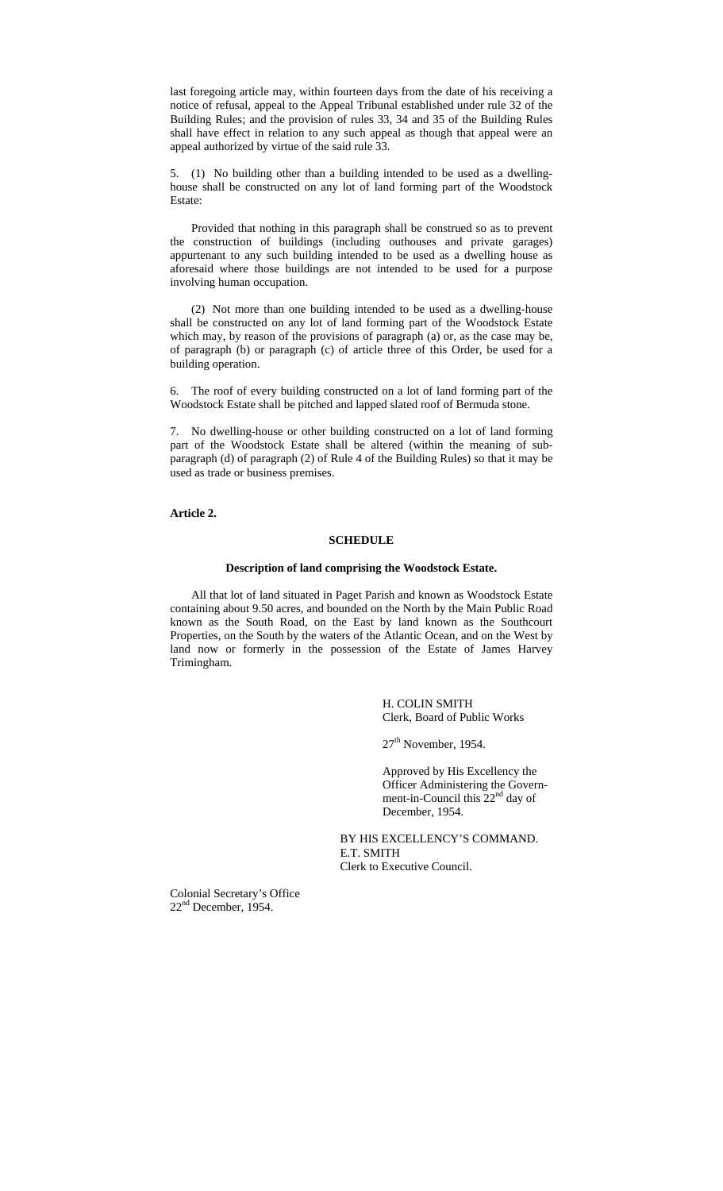last foregoing article may, within fourteen days from the date of his receiving a notice of refusal, appeal to the Appeal Tribunal established under rule 32 of the Building Rules; and the provision of rules 33, 34 and 35 of the Building Rules shall have effect in relation to any such appeal as though that appeal were an appeal authorized by virtue of the said rule 33.

5. (1) No building other than a building intended to be used as a dwelling-house shall be constructed on any lot of land forming part of the Woodstock Estate:

Provided that nothing in this paragraph shall be construed so as to prevent the construction of buildings (including outhouses and private garages) appurtenant to any such building intended to be used as a dwelling house as aforesaid where those buildings are not intended to be used for a purpose involving human occupation.

(2) Not more than one building intended to be used as a dwelling-house shall be constructed on any lot of land forming part of the Woodstock Estate which may, by reason of the provisions of paragraph (a) or, as the case may be, of paragraph (b) or paragraph (c) of article three of this Order, be used for a building operation.

6. The roof of every building constructed on a lot of land forming part of the Woodstock Estate shall be pitched and lapped slated roof of Bermuda stone.

7. No dwelling-house or other building constructed on a lot of land forming part of the Woodstock Estate shall be altered (within the meaning of sub-paragraph (d) of paragraph (2) of Rule 4 of the Building Rules) so that it may be used as trade or business premises.

**Article 2.**

**SCHEDULE**

**Description of land comprising the Woodstock Estate.**

All that lot of land situated in Paget Parish and known as Woodstock Estate containing about 9.50 acres, and bounded on the North by the Main Public Road known as the South Road, on the East by land known as the Southcourt Properties, on the South by the waters of the Atlantic Ocean, and on the West by land now or formerly in the possession of the Estate of James Harvey Trimingham.

H. COLIN SMITH
Clerk, Board of Public Works

27th November, 1954.

Approved by His Excellency the Officer Administering the Government-in-Council this 22nd day of December, 1954.

BY HIS EXCELLENCY'S COMMAND.
E.T. SMITH
Clerk to Executive Council.

Colonial Secretary's Office
22nd December, 1954.